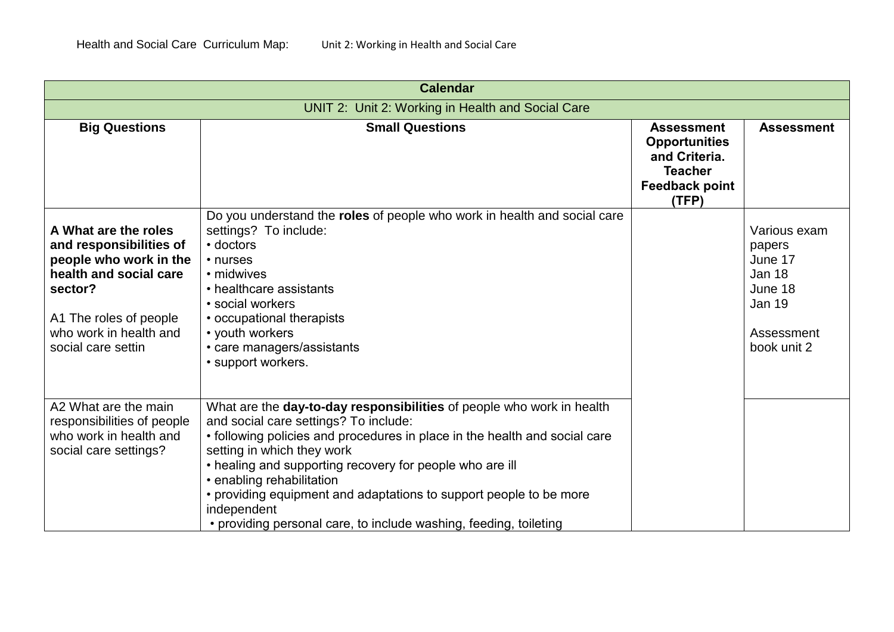Health and Social Care Curriculum Map: Unit 2: Working in Health and Social Care

| Calendar | | | |
|---|---|---|---|
| UNIT 2: Unit 2: Working in Health and Social Care | | | |
| **Big Questions** | **Small Questions** | **Assessment Opportunities and Criteria. Teacher Feedback point (TFP)** | **Assessment** |
| **A What are the roles and responsibilities of people who work in the health and social care sector?**<br><br>A1 The roles of people who work in health and social care settin | Do you understand the **roles** of people who work in health and social care settings? To include:<br>• doctors<br>• nurses<br>• midwives<br>• healthcare assistants<br>• social workers<br>• occupational therapists<br>• youth workers<br>• care managers/assistants<br>• support workers. | | Various exam papers<br>June 17<br>Jan 18<br>June 18<br>Jan 19<br><br>Assessment book unit 2 |
| A2 What are the main responsibilities of people who work in health and social care settings? | What are the **day-to-day responsibilities** of people who work in health and social care settings? To include:<br>• following policies and procedures in place in the health and social care setting in which they work<br>• healing and supporting recovery for people who are ill<br>• enabling rehabilitation<br>• providing equipment and adaptations to support people to be more independent<br>• providing personal care, to include washing, feeding, toileting | | |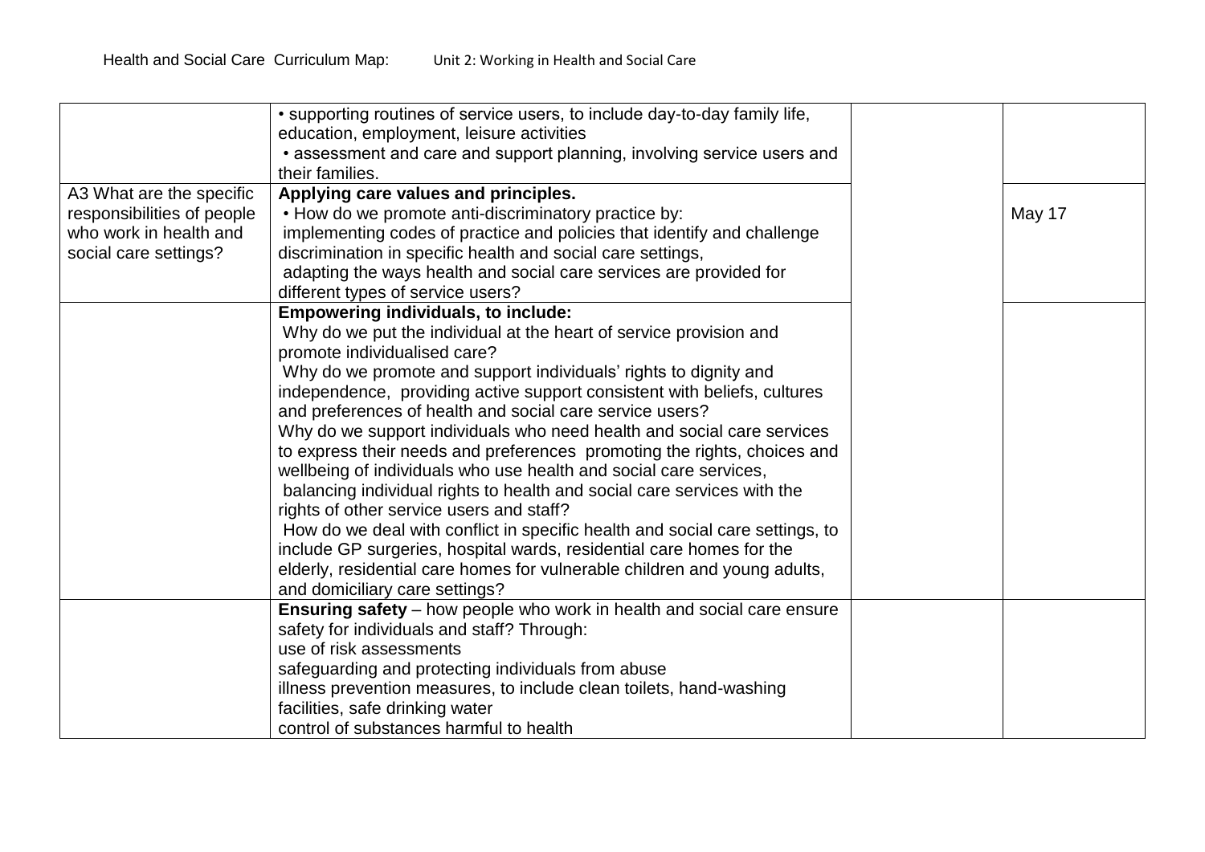| | | | |
|---|---|---|---|
| | • supporting routines of service users, to include day-to-day family life, education, employment, leisure activities<br>• assessment and care and support planning, involving service users and their families. | | |
| A3 What are the specific responsibilities of people who work in health and social care settings? | **Applying care values and principles.**<br>• How do we promote anti-discriminatory practice by:<br>implementing codes of practice and policies that identify and challenge discrimination in specific health and social care settings,<br>adapting the ways health and social care services are provided for different types of service users? | | May 17 |
| | **Empowering individuals, to include:**<br>Why do we put the individual at the heart of service provision and promote individualised care?<br>Why do we promote and support individuals' rights to dignity and independence, providing active support consistent with beliefs, cultures and preferences of health and social care service users?<br>Why do we support individuals who need health and social care services to express their needs and preferences promoting the rights, choices and wellbeing of individuals who use health and social care services,<br>balancing individual rights to health and social care services with the rights of other service users and staff?<br>How do we deal with conflict in specific health and social care settings, to include GP surgeries, hospital wards, residential care homes for the elderly, residential care homes for vulnerable children and young adults, and domiciliary care settings? | | |
| | **Ensuring safety** – how people who work in health and social care ensure safety for individuals and staff? Through:<br>use of risk assessments<br>safeguarding and protecting individuals from abuse<br>illness prevention measures, to include clean toilets, hand-washing facilities, safe drinking water<br>control of substances harmful to health | | |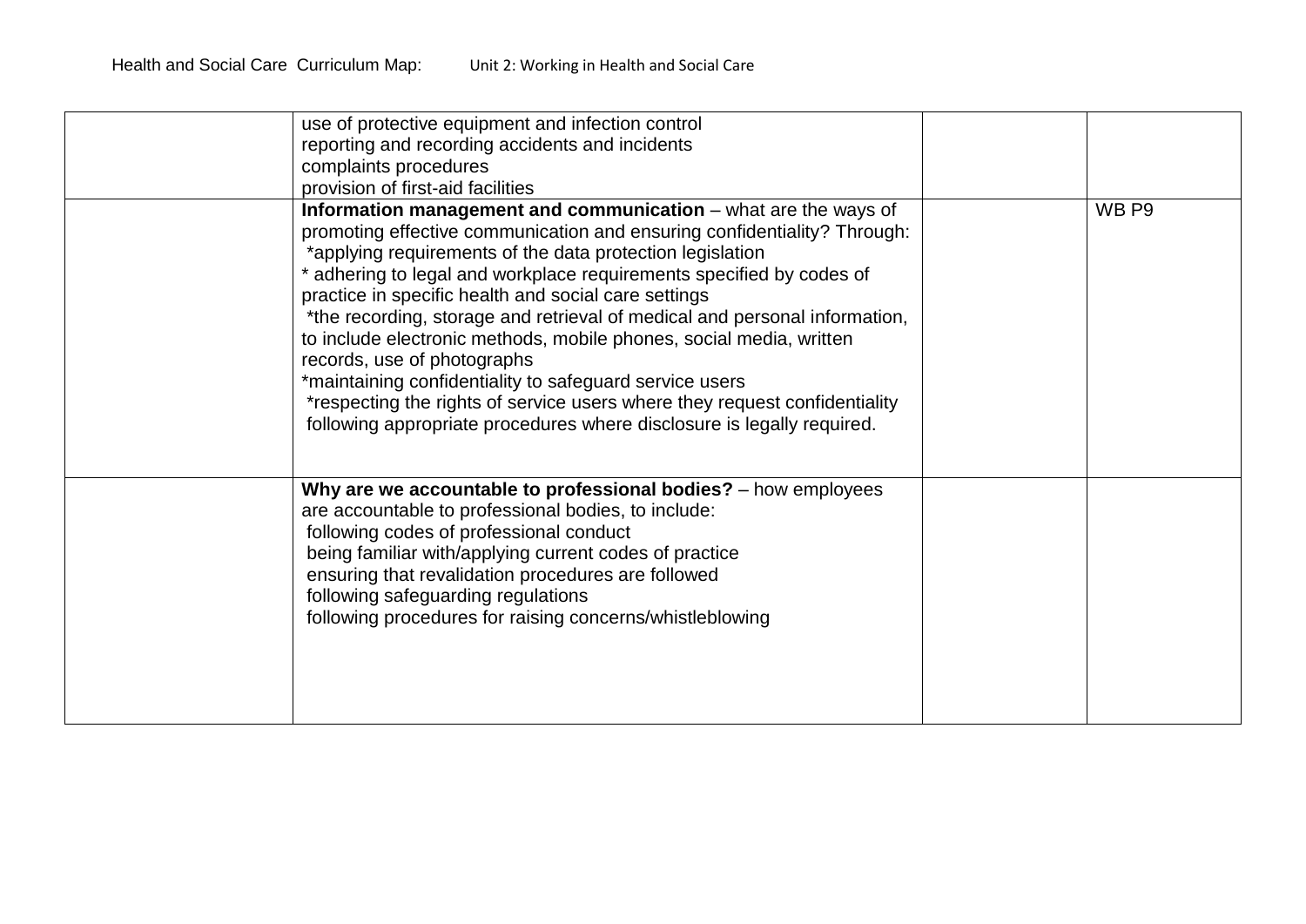| | | | |
|---|---|---|---|
| | use of protective equipment and infection control<br>reporting and recording accidents and incidents<br>complaints procedures<br>provision of first-aid facilities | | |
| | **Information management and communication** – what are the ways of promoting effective communication and ensuring confidentiality? Through:<br>*applying requirements of the data protection legislation<br>* adhering to legal and workplace requirements specified by codes of practice in specific health and social care settings<br>*the recording, storage and retrieval of medical and personal information, to include electronic methods, mobile phones, social media, written records, use of photographs<br>*maintaining confidentiality to safeguard service users<br>*respecting the rights of service users where they request confidentiality following appropriate procedures where disclosure is legally required. | | WB P9 |
| | **Why are we accountable to professional bodies?** – how employees are accountable to professional bodies, to include:<br>following codes of professional conduct<br>being familiar with/applying current codes of practice<br>ensuring that revalidation procedures are followed<br>following safeguarding regulations<br>following procedures for raising concerns/whistleblowing | | |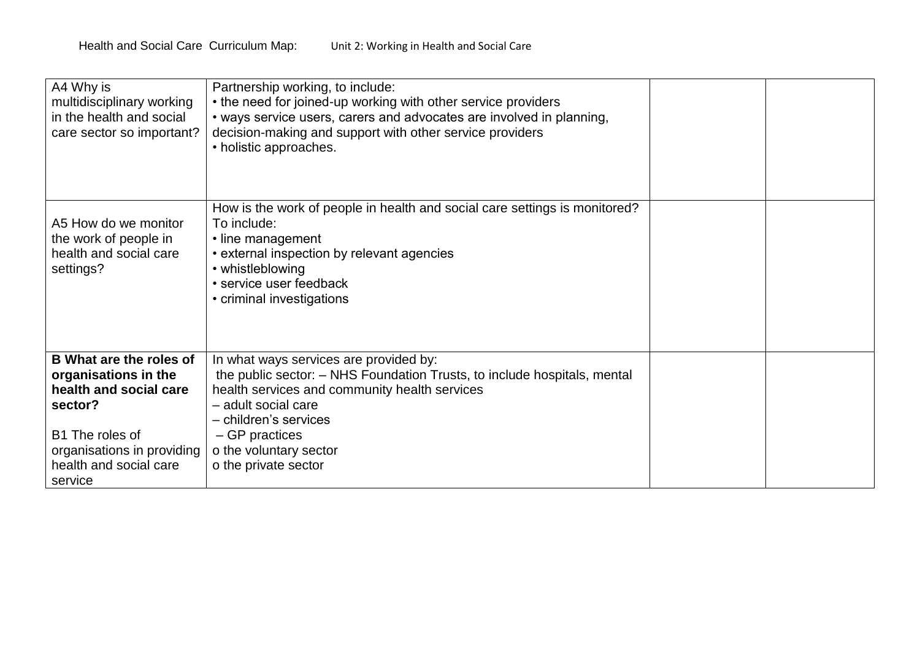| | | | |
|---|---|---|---|
| A4 Why is multidisciplinary working in the health and social care sector so important? | Partnership working, to include:<br>• the need for joined-up working with other service providers<br>• ways service users, carers and advocates are involved in planning, decision-making and support with other service providers<br>• holistic approaches. | | |
| A5 How do we monitor the work of people in health and social care settings? | How is the work of people in health and social care settings is monitored? To include:<br>• line management<br>• external inspection by relevant agencies<br>• whistleblowing<br>• service user feedback<br>• criminal investigations | | |
| **B What are the roles of organisations in the health and social care sector?**<br><br>B1 The roles of organisations in providing health and social care service | In what ways services are provided by:<br>the public sector: – NHS Foundation Trusts, to include hospitals, mental health services and community health services<br>– adult social care<br>– children's services<br>– GP practices<br>o the voluntary sector<br>o the private sector | | |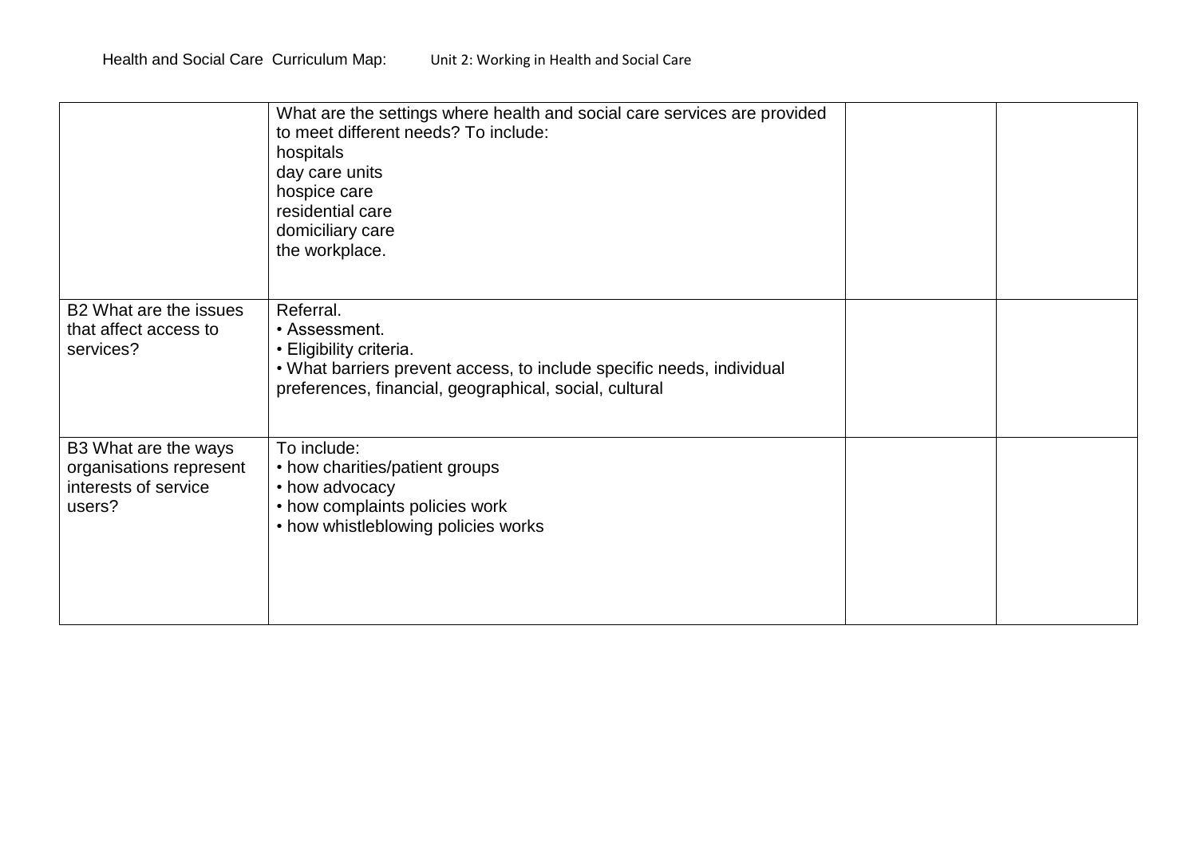| | | | |
|---|---|---|---|
| | What are the settings where health and social care services are provided to meet different needs? To include:<br>hospitals<br>day care units<br>hospice care<br>residential care<br>domiciliary care<br>the workplace. | | |
| B2 What are the issues that affect access to services? | Referral.<br>• Assessment.<br>• Eligibility criteria.<br>• What barriers prevent access, to include specific needs, individual preferences, financial, geographical, social, cultural | | |
| B3 What are the ways organisations represent interests of service users? | To include:<br>• how charities/patient groups<br>• how advocacy<br>• how complaints policies work<br>• how whistleblowing policies works | | |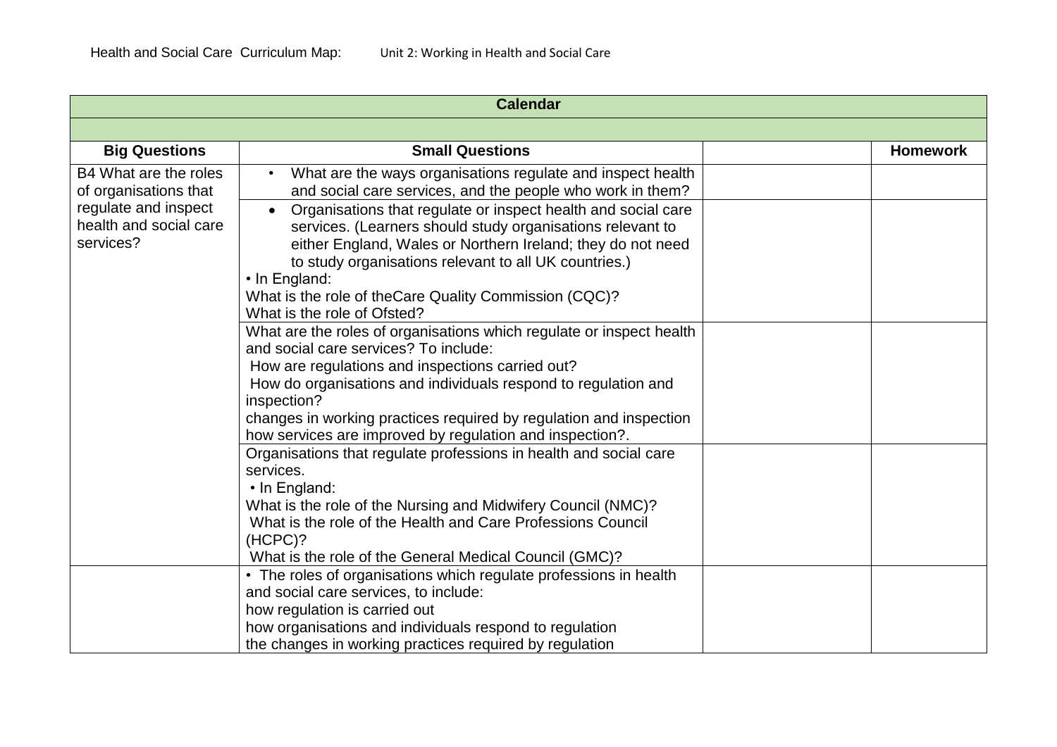Health and Social Care Curriculum Map: Unit 2: Working in Health and Social Care

| Calendar | | | |
|---|---|---|---|
| | | | |
| **Big Questions** | **Small Questions** | | **Homework** |
| B4 What are the roles of organisations that regulate and inspect health and social care services? | • What are the ways organisations regulate and inspect health and social care services, and the people who work in them? | | |
| | • Organisations that regulate or inspect health and social care services. (Learners should study organisations relevant to either England, Wales or Northern Ireland; they do not need to study organisations relevant to all UK countries.)<br>• In England:<br>What is the role of theCare Quality Commission (CQC)?<br>What is the role of Ofsted? | | |
| | What are the roles of organisations which regulate or inspect health and social care services? To include:<br>How are regulations and inspections carried out?<br>How do organisations and individuals respond to regulation and inspection?<br>changes in working practices required by regulation and inspection<br>how services are improved by regulation and inspection?. | | |
| | Organisations that regulate professions in health and social care services.<br>• In England:<br>What is the role of the Nursing and Midwifery Council (NMC)?<br>What is the role of the Health and Care Professions Council (HCPC)?<br>What is the role of the General Medical Council (GMC)? | | |
| | • The roles of organisations which regulate professions in health and social care services, to include:<br>how regulation is carried out<br>how organisations and individuals respond to regulation<br>the changes in working practices required by regulation | | |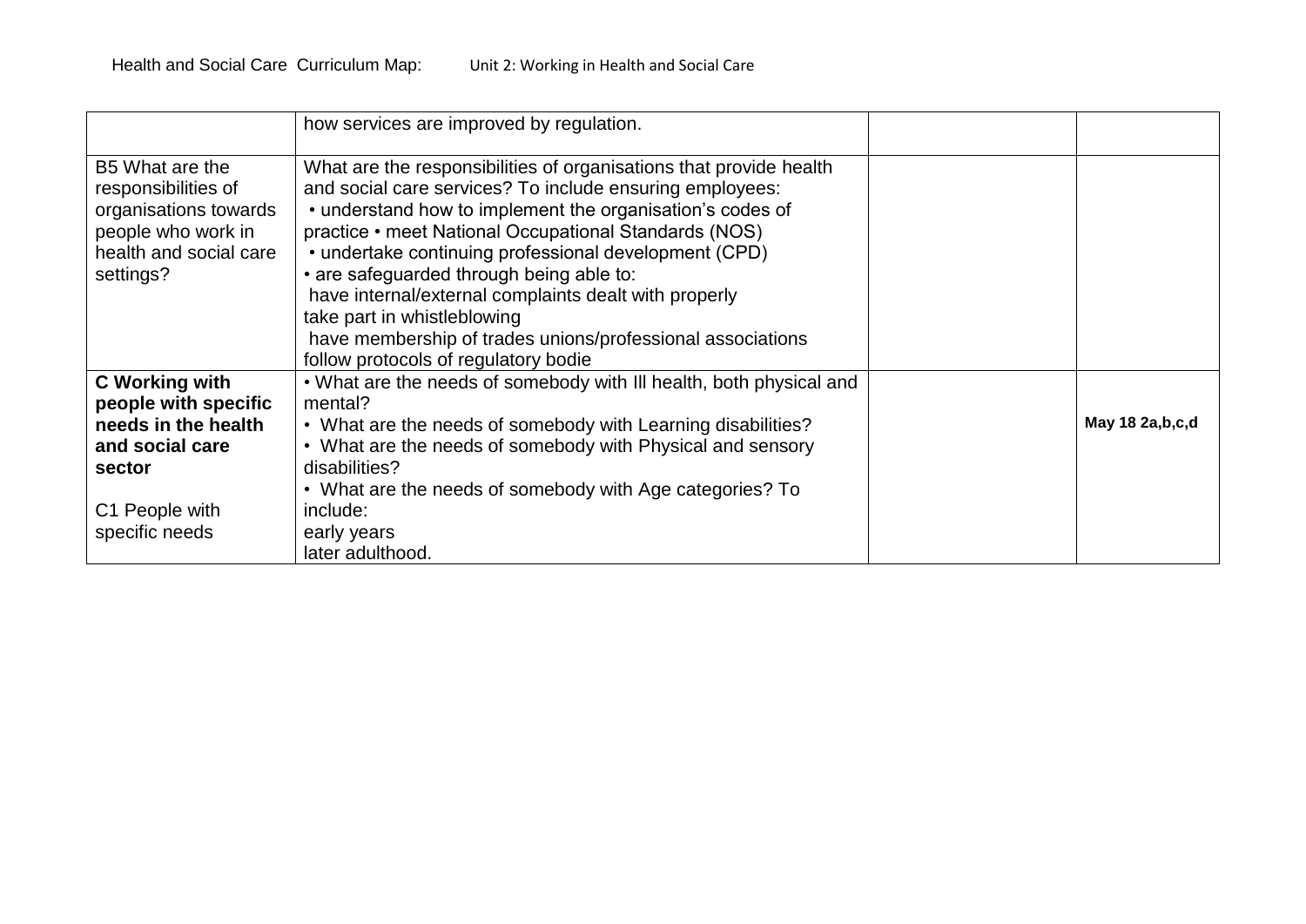| | | | |
|---|---|---|---|
| | how services are improved by regulation. | | |
| B5 What are the responsibilities of organisations towards people who work in health and social care settings? | What are the responsibilities of organisations that provide health and social care services? To include ensuring employees:<br>• understand how to implement the organisation's codes of practice • meet National Occupational Standards (NOS)<br>• undertake continuing professional development (CPD)<br>• are safeguarded through being able to:<br>have internal/external complaints dealt with properly<br>take part in whistleblowing<br>have membership of trades unions/professional associations<br>follow protocols of regulatory bodie | | |
| **C Working with people with specific needs in the health and social care sector**<br><br>C1 People with specific needs | • What are the needs of somebody with Ill health, both physical and mental?<br>• What are the needs of somebody with Learning disabilities?<br>• What are the needs of somebody with Physical and sensory disabilities?<br>• What are the needs of somebody with Age categories? To include:<br>early years<br>later adulthood. | | **May 18 2a,b,c,d** |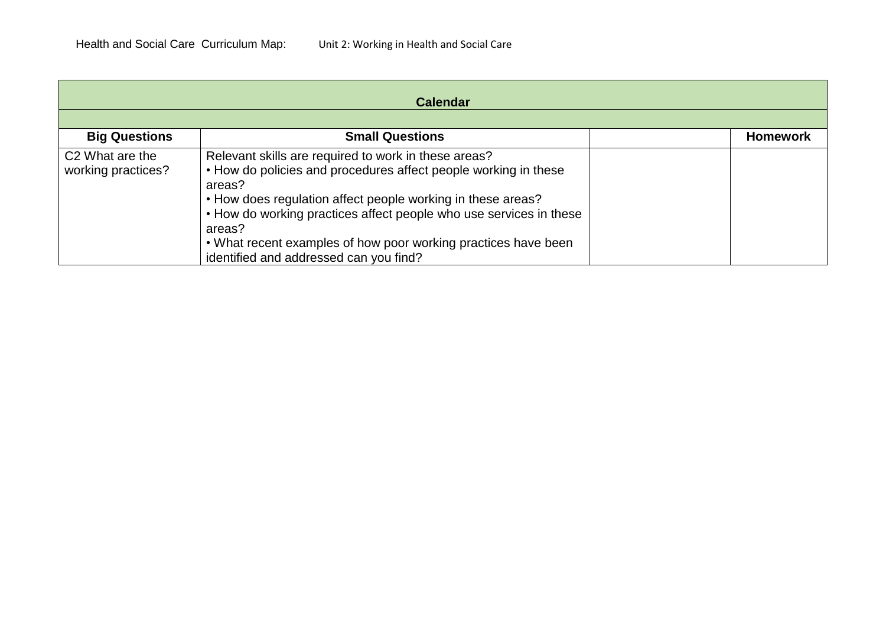Health and Social Care Curriculum Map: Unit 2: Working in Health and Social Care

| Calendar | | | |
|---|---|---|---|
| | | | |
| **Big Questions** | **Small Questions** | | **Homework** |
| C2 What are the working practices? | Relevant skills are required to work in these areas?<br>• How do policies and procedures affect people working in these areas?<br>• How does regulation affect people working in these areas?<br>• How do working practices affect people who use services in these areas?<br>• What recent examples of how poor working practices have been identified and addressed can you find? | | |